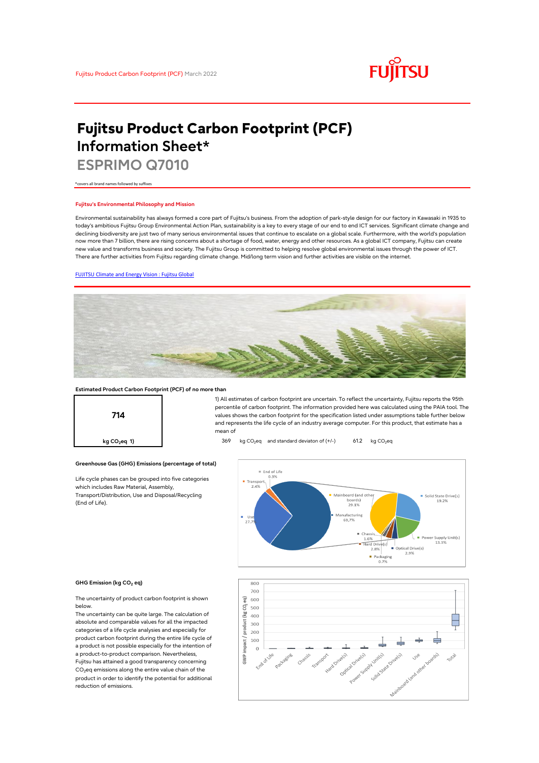Fujitsu Product Carbon Footprint (PCF) March 2022

# Fujitsu Product Carbon Footprint (PCF) Information Sheet*

## ESPRIMO Q7010

*covers all brand names followed by suffixes

#### Fujitsu's Environmental Philosophy and Mission

Environmental sustainability has always formed a core part of Fujitsu's business. From the adoption of park-style design for our factory in Kawasaki in 1935 to today's ambitious Fujitsu Group Environmental Action Plan, sustainability is a key to every stage of our end to end ICT services. Significant climate change and declining biodiversity are just two of many serious environmental issues that continue to escalate on a global scale. Furthermore, with the world's population now more than 7 billion, there are rising concerns about a shortage of food, water, energy and other resources. As a global ICT company, Fujitsu can create new value and transforms business and society. The Fujitsu Group is committed to helping resolve global environmental issues through the power of ICT. There are further activities from Fujitsu regarding climate change. Mid/long term vision and further activities are visible on the internet.

[FUJITSU Climate and Energy Vision : Fujitsu Global]

#### Estimated Product Carbon Footprint (PCF) of no more than

**714**

kg $CO_2$eq 1)

1) All estimates of carbon footprint are uncertain. To reflect the uncertainty, Fujitsu reports the 95th percentile of carbon footprint. The information provided here was calculated using the PAIA tool. The values shows the carbon footprint for the specification listed under assumptions table further below and represents the life cycle of an industry average computer. For this product, that estimate has a mean of

369 kg $CO_2$eq and standard deviaton of (+/-) 61.2 kg $CO_2$eq

#### Greenhouse Gas (GHG) Emissions (percentage of total)

Life cycle phases can be grouped into five categories which includes Raw Material, Assembly, Transport/Distribution, Use and Disposal/Recycling (End of Life).

| Category | Percentage |
|---|---|
| End of Life | 0.3% |
| Transport | 2.4% |
| Use | 27.7% |
| Manufacturing | 69.7% |

| Manufacturing breakdown | Percentage |
|---|---|
| Mainboard (and other boards) | 29.1% |
| Solid State Drive(s) | 19.2% |
| Power Supply Unit(s) | 13.3% |
| Optical Drive(s) | 2.9% |
| Hard Drive(s) | 2.8% |
| Chassis | 1.6% |
| Packaging | 0.7% |

#### GHG Emission (kg $CO_2$ eq)

The uncertainty of product carbon footprint is shown below.

The uncertainty can be quite large. The calculation of absolute and comparable values for all the impacted categories of a life cycle analysis and especially for product carbon footprint during the entire life cycle of a product is not possible especially for the intention of a product-to-product comparison. Nevertheless, Fujitsu has attained a good transparency concerning $CO_2$eq emissions along the entire value chain of the product in order to identify the potential for additional reduction of emissions.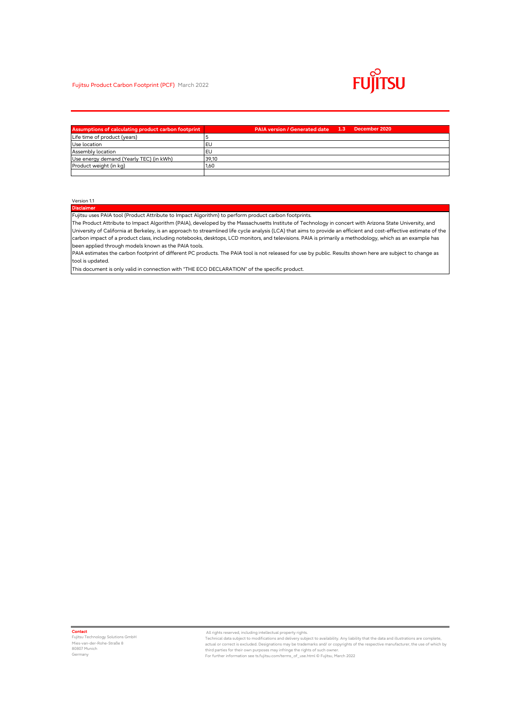Fujitsu Product Carbon Footprint (PCF) March 2022

| Assumptions of calculating product carbon footprint | PAIA version / Generated date 1.3 December 2020 |
| --- | --- |
| Life time of product (years) | 5 |
| Use location | EU |
| Assembly location | EU |
| Use energy demand (Yearly TEC) (in kWh) | 39,10 |
| Product weight (in kg) | 1,60 |
| | |

Version 1.1

**Disclaimer**

Fujitsu uses PAIA tool (Product Attribute to Impact Algorithm) to perform product carbon footprints.

The Product Attribute to Impact Algorithm (PAIA), developed by the Massachusetts Institute of Technology in concert with Arizona State University, and University of California at Berkeley, is an approach to streamlined life cycle analysis (LCA) that aims to provide an efficient and cost-effective estimate of the carbon impact of a product class, including notebooks, desktops, LCD monitors, and televisions. PAIA is primarily a methodology, which as an example has been applied through models known as the PAIA tools.

PAIA estimates the carbon footprint of different PC products. The PAIA tool is not released for use by public. Results shown here are subject to change as tool is updated.

This document is only valid in connection with "THE ECO DECLARATION" of the specific product.

**Contact**
Fujitsu Technology Solutions GmbH
Mies-van-der-Rohe-Straße 8
80807 Munich
Germany

All rights reserved, including intellectual property rights.
Technical data subject to modifications and delivery subject to availability. Any liability that the data and illustrations are complete, actual or correct is excluded. Designations may be trademarks and/ or copyrights of the respective manufacturer, the use of which by third parties for their own purposes may infringe the rights of such owner.
For further information see ts.fujitsu.com/terms_of_use.html © Fujitsu, March 2022